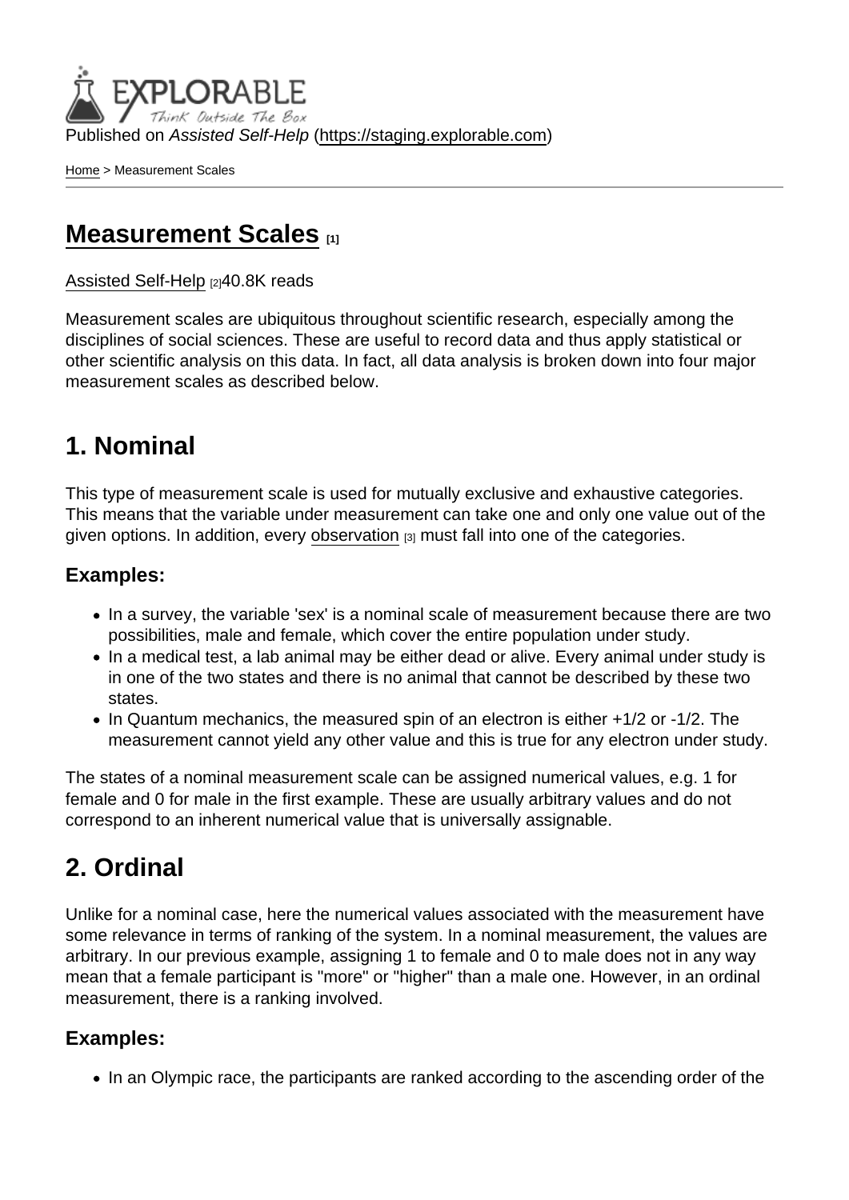Published on *Assisted Self-Help* (https://staging.explorable.com)

Home > Measurement Scales

# Measurement Scales [1]

Assisted Self-Help [2]40.8K reads

Measurement scales are ubiquitous throughout scientific research, especially among the disciplines of social sciences. These are useful to record data and thus apply statistical or other scientific analysis on this data. In fact, all data analysis is broken down into four major measurement scales as described below.

## 1. Nominal

This type of measurement scale is used for mutually exclusive and exhaustive categories. This means that the variable under measurement can take one and only one value out of the given options. In addition, every observation [3] must fall into one of the categories.

### Examples:

- In a survey, the variable 'sex' is a nominal scale of measurement because there are two possibilities, male and female, which cover the entire population under study.
- In a medical test, a lab animal may be either dead or alive. Every animal under study is in one of the two states and there is no animal that cannot be described by these two states.
- In Quantum mechanics, the measured spin of an electron is either +1/2 or -1/2. The measurement cannot yield any other value and this is true for any electron under study.

The states of a nominal measurement scale can be assigned numerical values, e.g. 1 for female and 0 for male in the first example. These are usually arbitrary values and do not correspond to an inherent numerical value that is universally assignable.

## 2. Ordinal

Unlike for a nominal case, here the numerical values associated with the measurement have some relevance in terms of ranking of the system. In a nominal measurement, the values are arbitrary. In our previous example, assigning 1 to female and 0 to male does not in any way mean that a female participant is "more" or "higher" than a male one. However, in an ordinal measurement, there is a ranking involved.

### Examples:

- In an Olympic race, the participants are ranked according to the ascending order of the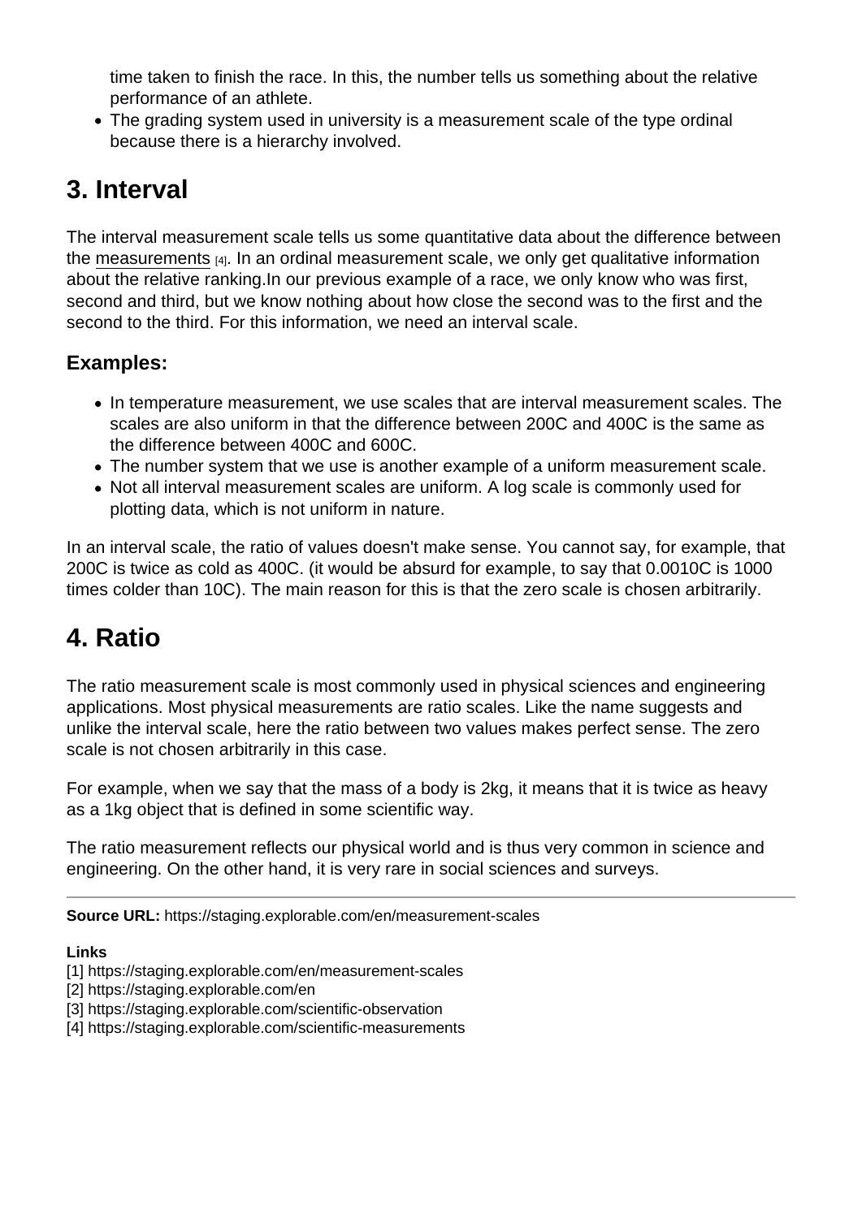time taken to finish the race. In this, the number tells us something about the relative performance of an athlete.

- The grading system used in university is a measurement scale of the type ordinal because there is a hierarchy involved.

## 3. Interval

The interval measurement scale tells us some quantitative data about the difference between the measurements [4]. In an ordinal measurement scale, we only get qualitative information about the relative ranking.In our previous example of a race, we only know who was first, second and third, but we know nothing about how close the second was to the first and the second to the third. For this information, we need an interval scale.

### Examples:

- In temperature measurement, we use scales that are interval measurement scales. The scales are also uniform in that the difference between 200C and 400C is the same as the difference between 400C and 600C.
- The number system that we use is another example of a uniform measurement scale.
- Not all interval measurement scales are uniform. A log scale is commonly used for plotting data, which is not uniform in nature.

In an interval scale, the ratio of values doesn't make sense. You cannot say, for example, that 200C is twice as cold as 400C. (it would be absurd for example, to say that 0.0010C is 1000 times colder than 10C). The main reason for this is that the zero scale is chosen arbitrarily.

## 4. Ratio

The ratio measurement scale is most commonly used in physical sciences and engineering applications. Most physical measurements are ratio scales. Like the name suggests and unlike the interval scale, here the ratio between two values makes perfect sense. The zero scale is not chosen arbitrarily in this case.

For example, when we say that the mass of a body is 2kg, it means that it is twice as heavy as a 1kg object that is defined in some scientific way.

The ratio measurement reflects our physical world and is thus very common in science and engineering. On the other hand, it is very rare in social sciences and surveys.

---

**Source URL:** https://staging.explorable.com/en/measurement-scales

**Links**
[1] https://staging.explorable.com/en/measurement-scales
[2] https://staging.explorable.com/en
[3] https://staging.explorable.com/scientific-observation
[4] https://staging.explorable.com/scientific-measurements